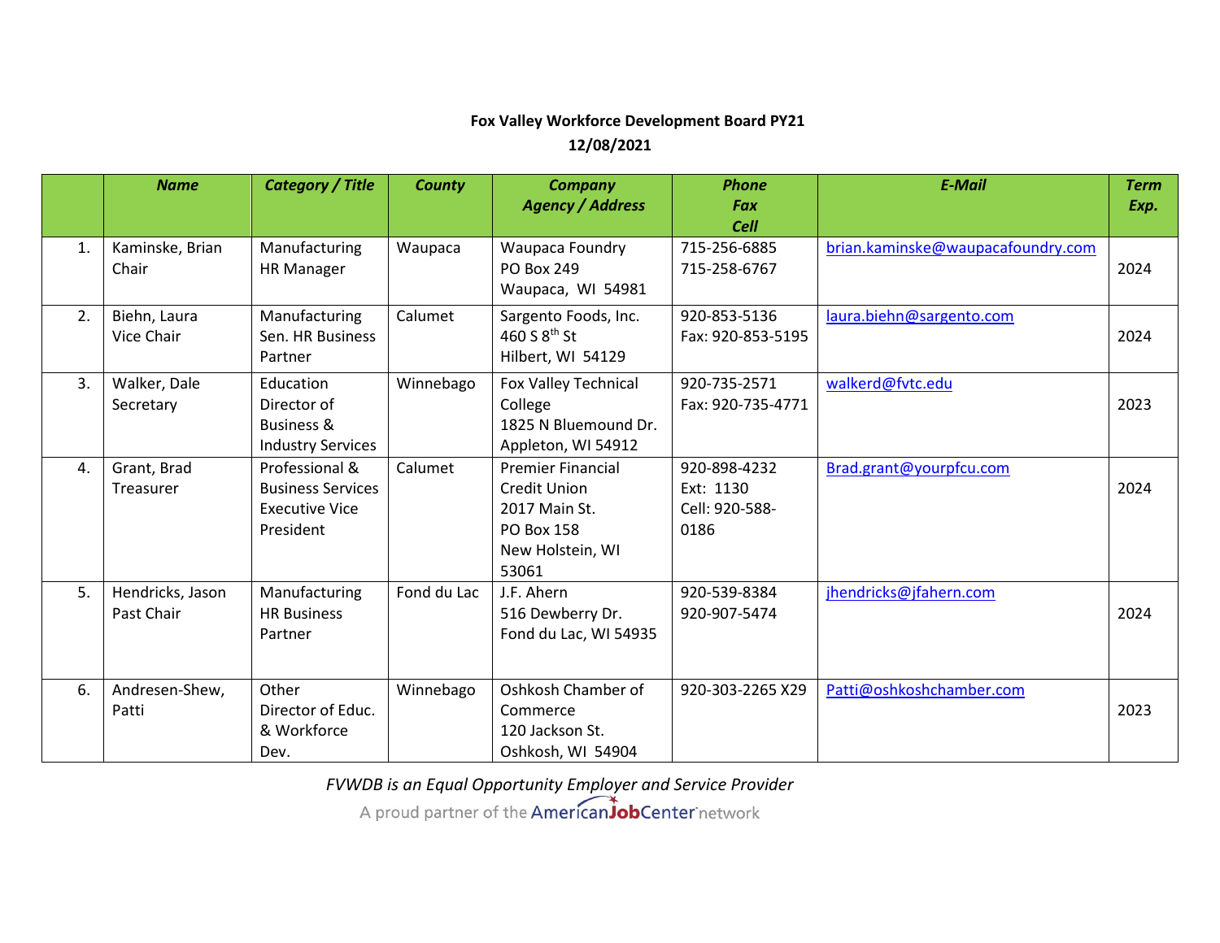**Fox Valley Workforce Development Board PY21**

**12/08/2021**

| | ***Name*** | ***Category / Title*** | ***County*** | ***Company Agency / Address*** | ***Phone Fax Cell*** | ***E-Mail*** | ***Term Exp.*** |
|---|---|---|---|---|---|---|---|
| 1. | Kaminske, Brian Chair | Manufacturing HR Manager | Waupaca | Waupaca Foundry PO Box 249 Waupaca, WI 54981 | 715-256-6885 715-258-6767 | brian.kaminske@waupacafoundry.com | 2024 |
| 2. | Biehn, Laura Vice Chair | Manufacturing Sen. HR Business Partner | Calumet | Sargento Foods, Inc. 460 S 8th St Hilbert, WI 54129 | 920-853-5136 Fax: 920-853-5195 | laura.biehn@sargento.com | 2024 |
| 3. | Walker, Dale Secretary | Education Director of Business & Industry Services | Winnebago | Fox Valley Technical College 1825 N Bluemound Dr. Appleton, WI 54912 | 920-735-2571 Fax: 920-735-4771 | walkerd@fvtc.edu | 2023 |
| 4. | Grant, Brad Treasurer | Professional & Business Services Executive Vice President | Calumet | Premier Financial Credit Union 2017 Main St. PO Box 158 New Holstein, WI 53061 | 920-898-4232 Ext: 1130 Cell: 920-588-0186 | Brad.grant@yourpfcu.com | 2024 |
| 5. | Hendricks, Jason Past Chair | Manufacturing HR Business Partner | Fond du Lac | J.F. Ahern 516 Dewberry Dr. Fond du Lac, WI 54935 | 920-539-8384 920-907-5474 | jhendricks@jfahern.com | 2024 |
| 6. | Andresen-Shew, Patti | Other Director of Educ. & Workforce Dev. | Winnebago | Oshkosh Chamber of Commerce 120 Jackson St. Oshkosh, WI 54904 | 920-303-2265 X29 | Patti@oshkoshchamber.com | 2023 |

*FVWDB is an Equal Opportunity Employer and Service Provider*

A proud partner of the AmericanJobCenter network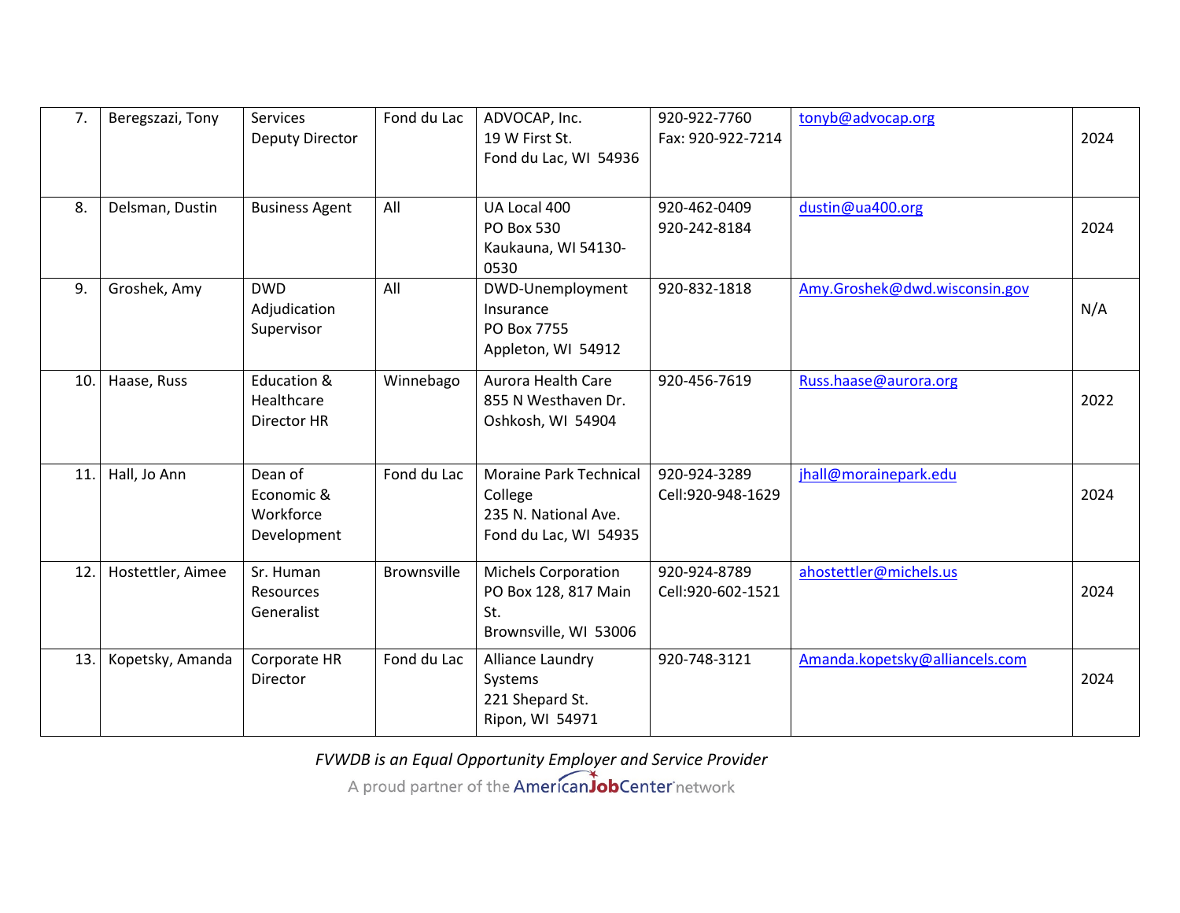| | | | | | | | |
|---|---|---|---|---|---|---|---|
| 7. | Beregszazi, Tony | Services Deputy Director | Fond du Lac | ADVOCAP, Inc.<br>19 W First St.<br>Fond du Lac, WI 54936 | 920-922-7760<br>Fax: 920-922-7214 | tonyb@advocap.org | 2024 |
| 8. | Delsman, Dustin | Business Agent | All | UA Local 400<br>PO Box 530<br>Kaukauna, WI 54130-0530 | 920-462-0409<br>920-242-8184 | dustin@ua400.org | 2024 |
| 9. | Groshek, Amy | DWD Adjudication Supervisor | All | DWD-Unemployment Insurance<br>PO Box 7755<br>Appleton, WI 54912 | 920-832-1818 | Amy.Groshek@dwd.wisconsin.gov | N/A |
| 10. | Haase, Russ | Education & Healthcare Director HR | Winnebago | Aurora Health Care<br>855 N Westhaven Dr.<br>Oshkosh, WI 54904 | 920-456-7619 | Russ.haase@aurora.org | 2022 |
| 11. | Hall, Jo Ann | Dean of Economic & Workforce Development | Fond du Lac | Moraine Park Technical College<br>235 N. National Ave.<br>Fond du Lac, WI 54935 | 920-924-3289<br>Cell:920-948-1629 | jhall@morainepark.edu | 2024 |
| 12. | Hostettler, Aimee | Sr. Human Resources Generalist | Brownsville | Michels Corporation<br>PO Box 128, 817 Main St.<br>Brownsville, WI 53006 | 920-924-8789<br>Cell:920-602-1521 | ahostettler@michels.us | 2024 |
| 13. | Kopetsky, Amanda | Corporate HR Director | Fond du Lac | Alliance Laundry Systems<br>221 Shepard St.<br>Ripon, WI 54971 | 920-748-3121 | Amanda.kopetsky@alliancels.com | 2024 |

*FVWDB is an Equal Opportunity Employer and Service Provider*

A proud partner of the AmericanJobCenter network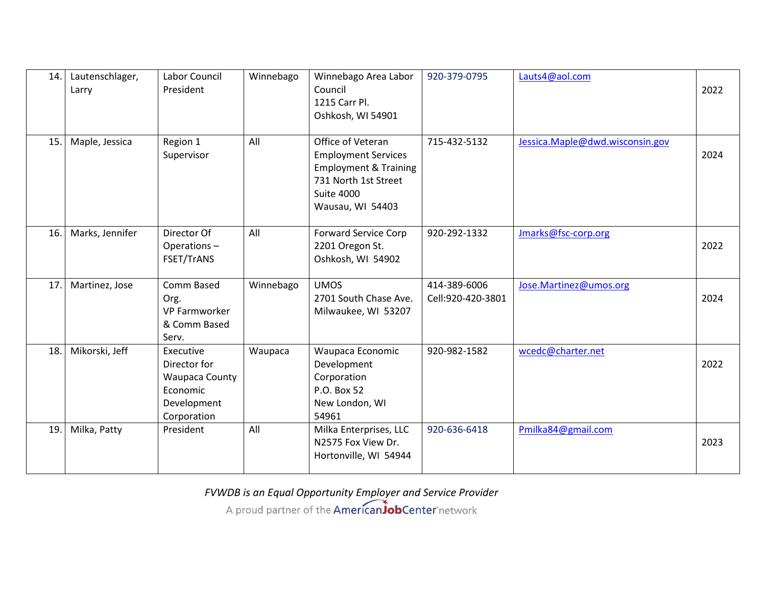| | | | | | | | |
|---|---|---|---|---|---|---|---|
| 14. | Lautenschlager, Larry | Labor Council President | Winnebago | Winnebago Area Labor Council<br>1215 Carr Pl.<br>Oshkosh, WI 54901 | 920-379-0795 | Lauts4@aol.com | 2022 |
| 15. | Maple, Jessica | Region 1 Supervisor | All | Office of Veteran Employment Services Employment & Training<br>731 North 1st Street<br>Suite 4000<br>Wausau, WI 54403 | 715-432-5132 | Jessica.Maple@dwd.wisconsin.gov | 2024 |
| 16. | Marks, Jennifer | Director Of Operations – FSET/TrANS | All | Forward Service Corp<br>2201 Oregon St.<br>Oshkosh, WI 54902 | 920-292-1332 | Jmarks@fsc-corp.org | 2022 |
| 17. | Martinez, Jose | Comm Based Org.<br>VP Farmworker & Comm Based Serv. | Winnebago | UMOS<br>2701 South Chase Ave.<br>Milwaukee, WI 53207 | 414-389-6006<br>Cell:920-420-3801 | Jose.Martinez@umos.org | 2024 |
| 18. | Mikorski, Jeff | Executive Director for Waupaca County Economic Development Corporation | Waupaca | Waupaca Economic Development Corporation<br>P.O. Box 52<br>New London, WI 54961 | 920-982-1582 | wcedc@charter.net | 2022 |
| 19. | Milka, Patty | President | All | Milka Enterprises, LLC<br>N2575 Fox View Dr.<br>Hortonville, WI 54944 | 920-636-6418 | Pmilka84@gmail.com | 2023 |

*FVWDB is an Equal Opportunity Employer and Service Provider*

A proud partner of the AmericanJobCenter network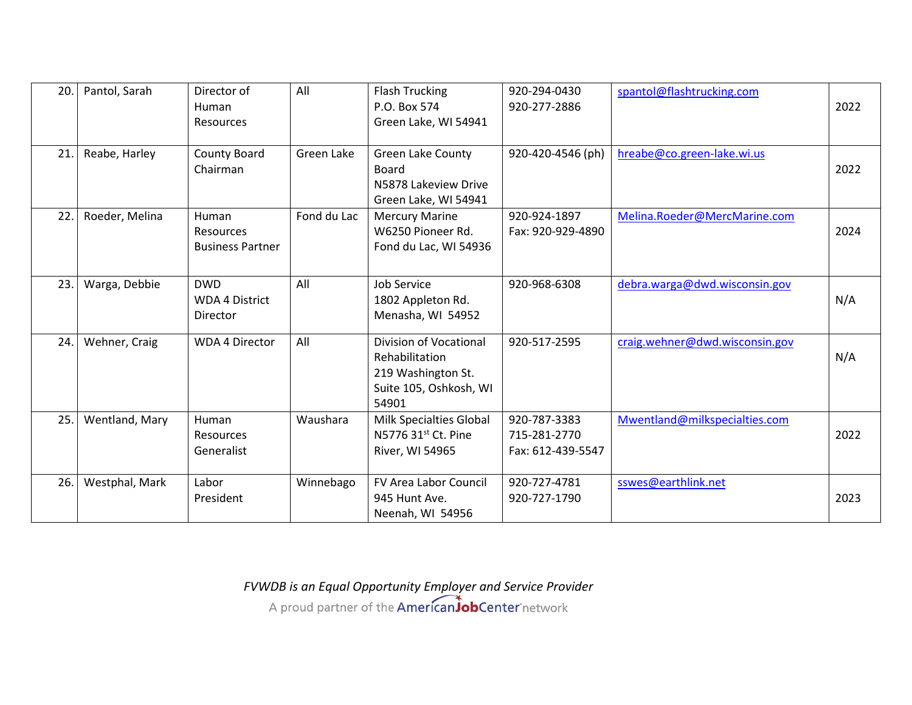| | | | | | | | |
|---|---|---|---|---|---|---|---|
| 20. | Pantol, Sarah | Director of Human Resources | All | Flash Trucking P.O. Box 574 Green Lake, WI 54941 | 920-294-0430 920-277-2886 | spantol@flashtrucking.com | 2022 |
| 21. | Reabe, Harley | County Board Chairman | Green Lake | Green Lake County Board N5878 Lakeview Drive Green Lake, WI 54941 | 920-420-4546 (ph) | hreabe@co.green-lake.wi.us | 2022 |
| 22. | Roeder, Melina | Human Resources Business Partner | Fond du Lac | Mercury Marine W6250 Pioneer Rd. Fond du Lac, WI 54936 | 920-924-1897 Fax: 920-929-4890 | Melina.Roeder@MercMarine.com | 2024 |
| 23. | Warga, Debbie | DWD WDA 4 District Director | All | Job Service 1802 Appleton Rd. Menasha, WI 54952 | 920-968-6308 | debra.warga@dwd.wisconsin.gov | N/A |
| 24. | Wehner, Craig | WDA 4 Director | All | Division of Vocational Rehabilitation 219 Washington St. Suite 105, Oshkosh, WI 54901 | 920-517-2595 | craig.wehner@dwd.wisconsin.gov | N/A |
| 25. | Wentland, Mary | Human Resources Generalist | Waushara | Milk Specialties Global N5776 31st Ct. Pine River, WI 54965 | 920-787-3383 715-281-2770 Fax: 612-439-5547 | Mwentland@milkspecialties.com | 2022 |
| 26. | Westphal, Mark | Labor President | Winnebago | FV Area Labor Council 945 Hunt Ave. Neenah, WI 54956 | 920-727-4781 920-727-1790 | sswes@earthlink.net | 2023 |

*FVWDB is an Equal Opportunity Employer and Service Provider*

A proud partner of the AmericanJobCenter network